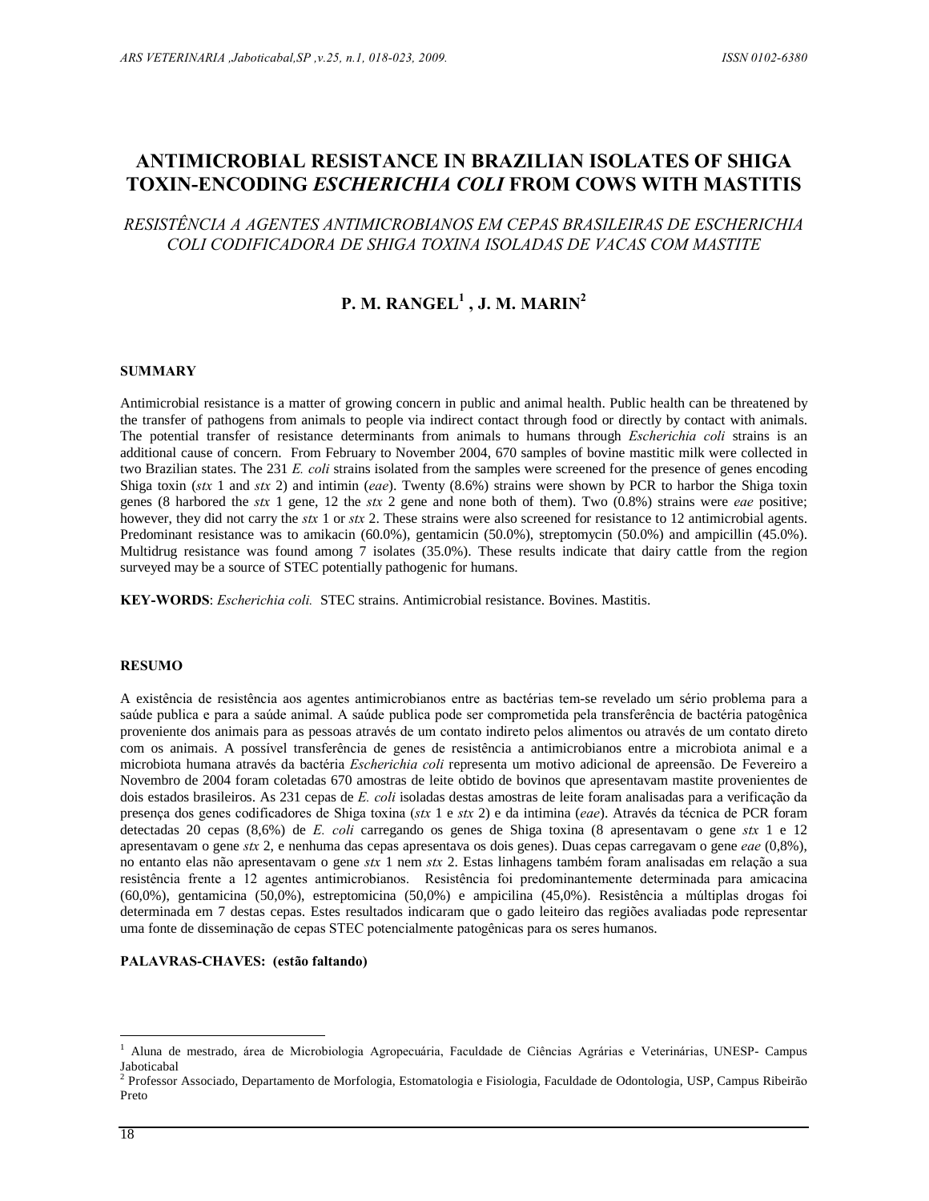# ANTIMICROBIAL RESISTANCE IN BRAZILIAN ISOLATES OF SHIGA TOXIN-ENCODING *ESCHERICHIA COLI* FROM COWS WITH MASTITIS

*RESISTÊNCIA A AGENTES ANTIMICROBIANOS EM CEPAS BRASILEIRAS DE ESCHERICHIA COLI CODIFICADORA DE SHIGA TOXINA ISOLADAS DE VACAS COM MASTITE*

**P. M. RANGEL[1] , J. M. MARIN[2]**

### SUMMARY

Antimicrobial resistance is a matter of growing concern in public and animal health. Public health can be threatened by the transfer of pathogens from animals to people via indirect contact through food or directly by contact with animals. The potential transfer of resistance determinants from animals to humans through *Escherichia coli* strains is an additional cause of concern. From February to November 2004, 670 samples of bovine mastitic milk were collected in two Brazilian states. The 231 *E. coli* strains isolated from the samples were screened for the presence of genes encoding Shiga toxin (*stx* 1 and *stx* 2) and intimin (*eae*). Twenty (8.6%) strains were shown by PCR to harbor the Shiga toxin genes (8 harbored the *stx* 1 gene, 12 the *stx* 2 gene and none both of them). Two (0.8%) strains were *eae* positive; however, they did not carry the *stx* 1 or *stx* 2. These strains were also screened for resistance to 12 antimicrobial agents. Predominant resistance was to amikacin (60.0%), gentamicin (50.0%), streptomycin (50.0%) and ampicillin (45.0%). Multidrug resistance was found among 7 isolates (35.0%). These results indicate that dairy cattle from the region surveyed may be a source of STEC potentially pathogenic for humans.

**KEY-WORDS**: *Escherichia coli.* STEC strains. Antimicrobial resistance. Bovines. Mastitis.

### RESUMO

A existência de resistência aos agentes antimicrobianos entre as bactérias tem-se revelado um sério problema para a saúde publica e para a saúde animal. A saúde publica pode ser comprometida pela transferência de bactéria patogênica proveniente dos animais para as pessoas através de um contato indireto pelos alimentos ou através de um contato direto com os animais. A possivel transferência de genes de resistência a antimicrobianos entre a microbiota animal e a microbiota humana através da bactéria *Escherichia coli* representa um motivo adicional de apreensão. De Fevereiro a Novembro de 2004 foram coletadas 670 amostras de leite obtido de bovinos que apresentavam mastite provenientes de dois estados brasileiros. As 231 cepas de *E. coli* isoladas destas amostras de leite foram analisadas para a verificação da presença dos genes codificadores de Shiga toxina (*stx* 1 e *stx* 2) e da intimina (*eae*). Através da técnica de PCR foram detectadas 20 cepas (8,6%) de *E. coli* carregando os genes de Shiga toxina (8 apresentavam o gene *stx* 1 e 12 apresentavam o gene *stx* 2, e nenhuma das cepas apresentava os dois genes). Duas cepas carregavam o gene *eae* (0,8%), no entanto elas não apresentavam o gene *stx* 1 nem *stx* 2. Estas linhagens também foram analisadas em relação a sua resistência frente a 12 agentes antimicrobianos. Resistência foi predominantemente determinada para amicacina (60,0%), gentamicina (50,0%), estreptomicina (50,0%) e ampicilina (45,0%). Resistência a múltiplas drogas foi determinada em 7 destas cepas. Estes resultados indicaram que o gado leiteiro das regiões avaliadas pode representar uma fonte de disseminação de cepas STEC potencialmente patogênicas para os seres humanos.

**PALAVRAS-CHAVES: (estão faltando)**

[1] Aluna de mestrado, área de Microbiologia Agropecuária, Faculdade de Ciências Agrárias e Veterinárias, UNESP- Campus Jaboticabal

[2] Professor Associado, Departamento de Morfologia, Estomatologia e Fisiologia, Faculdade de Odontologia, USP, Campus Ribeirão Preto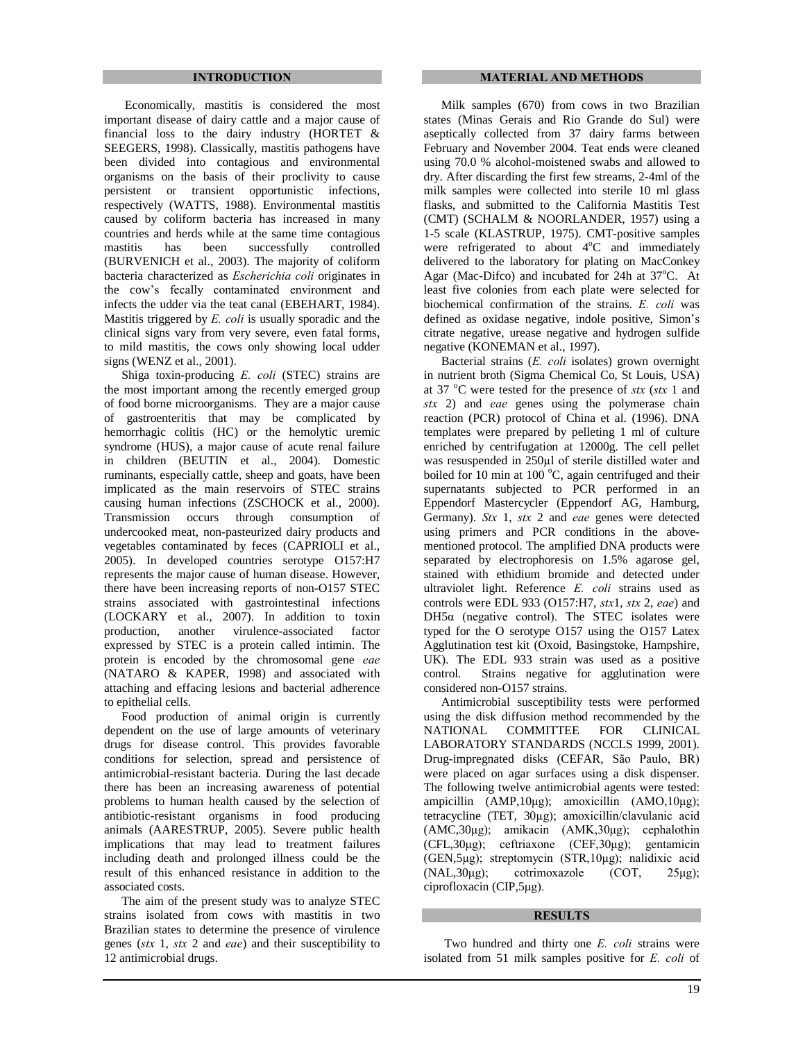## INTRODUCTION

Economically, mastitis is considered the most important disease of dairy cattle and a major cause of financial loss to the dairy industry (HORTET & SEEGERS, 1998). Classically, mastitis pathogens have been divided into contagious and environmental organisms on the basis of their proclivity to cause persistent or transient opportunistic infections, respectively (WATTS, 1988). Environmental mastitis caused by coliform bacteria has increased in many countries and herds while at the same time contagious mastitis has been successfully controlled (BURVENICH et al., 2003). The majority of coliform bacteria characterized as *Escherichia coli* originates in the cow's fecally contaminated environment and infects the udder via the teat canal (EBEHART, 1984). Mastitis triggered by *E. coli* is usually sporadic and the clinical signs vary from very severe, even fatal forms, to mild mastitis, the cows only showing local udder signs (WENZ et al., 2001).

Shiga toxin-producing *E. coli* (STEC) strains are the most important among the recently emerged group of food borne microorganisms. They are a major cause of gastroenteritis that may be complicated by hemorrhagic colitis (HC) or the hemolytic uremic syndrome (HUS), a major cause of acute renal failure in children (BEUTIN et al., 2004). Domestic ruminants, especially cattle, sheep and goats, have been implicated as the main reservoirs of STEC strains causing human infections (ZSCHOCK et al., 2000). Transmission occurs through consumption of undercooked meat, non-pasteurized dairy products and vegetables contaminated by feces (CAPRIOLI et al., 2005). In developed countries serotype O157:H7 represents the major cause of human disease. However, there have been increasing reports of non-O157 STEC strains associated with gastrointestinal infections (LOCKARY et al., 2007). In addition to toxin production, another virulence-associated factor expressed by STEC is a protein called intimin. The protein is encoded by the chromosomal gene *eae* (NATARO & KAPER, 1998) and associated with attaching and effacing lesions and bacterial adherence to epithelial cells.

Food production of animal origin is currently dependent on the use of large amounts of veterinary drugs for disease control. This provides favorable conditions for selection, spread and persistence of antimicrobial-resistant bacteria. During the last decade there has been an increasing awareness of potential problems to human health caused by the selection of antibiotic-resistant organisms in food producing animals (AARESTRUP, 2005). Severe public health implications that may lead to treatment failures including death and prolonged illness could be the result of this enhanced resistance in addition to the associated costs.

The aim of the present study was to analyze STEC strains isolated from cows with mastitis in two Brazilian states to determine the presence of virulence genes (*stx* 1, *stx* 2 and *eae*) and their susceptibility to 12 antimicrobial drugs.

## MATERIAL AND METHODS

Milk samples (670) from cows in two Brazilian states (Minas Gerais and Rio Grande do Sul) were aseptically collected from 37 dairy farms between February and November 2004. Teat ends were cleaned using 70.0 % alcohol-moistened swabs and allowed to dry. After discarding the first few streams, 2-4ml of the milk samples were collected into sterile 10 ml glass flasks, and submitted to the California Mastitis Test (CMT) (SCHALM & NOORLANDER, 1957) using a 1-5 scale (KLASTRUP, 1975). CMT-positive samples were refrigerated to about 4°C and immediately delivered to the laboratory for plating on MacConkey Agar (Mac-Difco) and incubated for 24h at 37°C. At least five colonies from each plate were selected for biochemical confirmation of the strains. *E. coli* was defined as oxidase negative, indole positive, Simon's citrate negative, urease negative and hydrogen sulfide negative (KONEMAN et al., 1997).

Bacterial strains (*E. coli* isolates) grown overnight in nutrient broth (Sigma Chemical Co, St Louis, USA) at 37 °C were tested for the presence of *stx* (*stx* 1 and *stx* 2) and *eae* genes using the polymerase chain reaction (PCR) protocol of China et al. (1996). DNA templates were prepared by pelleting 1 ml of culture enriched by centrifugation at 12000g. The cell pellet was resuspended in 250µl of sterile distilled water and boiled for 10 min at 100 °C, again centrifuged and their supernatants subjected to PCR performed in an Eppendorf Mastercycler (Eppendorf AG, Hamburg, Germany). *Stx* 1, *stx* 2 and *eae* genes were detected using primers and PCR conditions in the above-mentioned protocol. The amplified DNA products were separated by electrophoresis on 1.5% agarose gel, stained with ethidium bromide and detected under ultraviolet light. Reference *E. coli* strains used as controls were EDL 933 (O157:H7, *stx*1, *stx* 2, *eae*) and DH5α (negative control). The STEC isolates were typed for the O serotype O157 using the O157 Latex Agglutination test kit (Oxoid, Basingstoke, Hampshire, UK). The EDL 933 strain was used as a positive control. Strains negative for agglutination were considered non-O157 strains.

Antimicrobial susceptibility tests were performed using the disk diffusion method recommended by the NATIONAL COMMITTEE FOR CLINICAL LABORATORY STANDARDS (NCCLS 1999, 2001). Drug-impregnated disks (CEFAR, São Paulo, BR) were placed on agar surfaces using a disk dispenser. The following twelve antimicrobial agents were tested: ampicillin (AMP,10µg); amoxicillin (AMO,10µg); tetracycline (TET, 30µg); amoxicillin/clavulanic acid (AMC,30µg); amikacin (AMK,30µg); cephalothin (CFL,30µg); ceftriaxone (CEF,30µg); gentamicin (GEN,5µg); streptomycin (STR,10µg); nalidixic acid (NAL,30µg); cotrimoxazole (COT, 25µg); ciprofloxacin (CIP,5µg).

## RESULTS

Two hundred and thirty one *E. coli* strains were isolated from 51 milk samples positive for *E. coli* of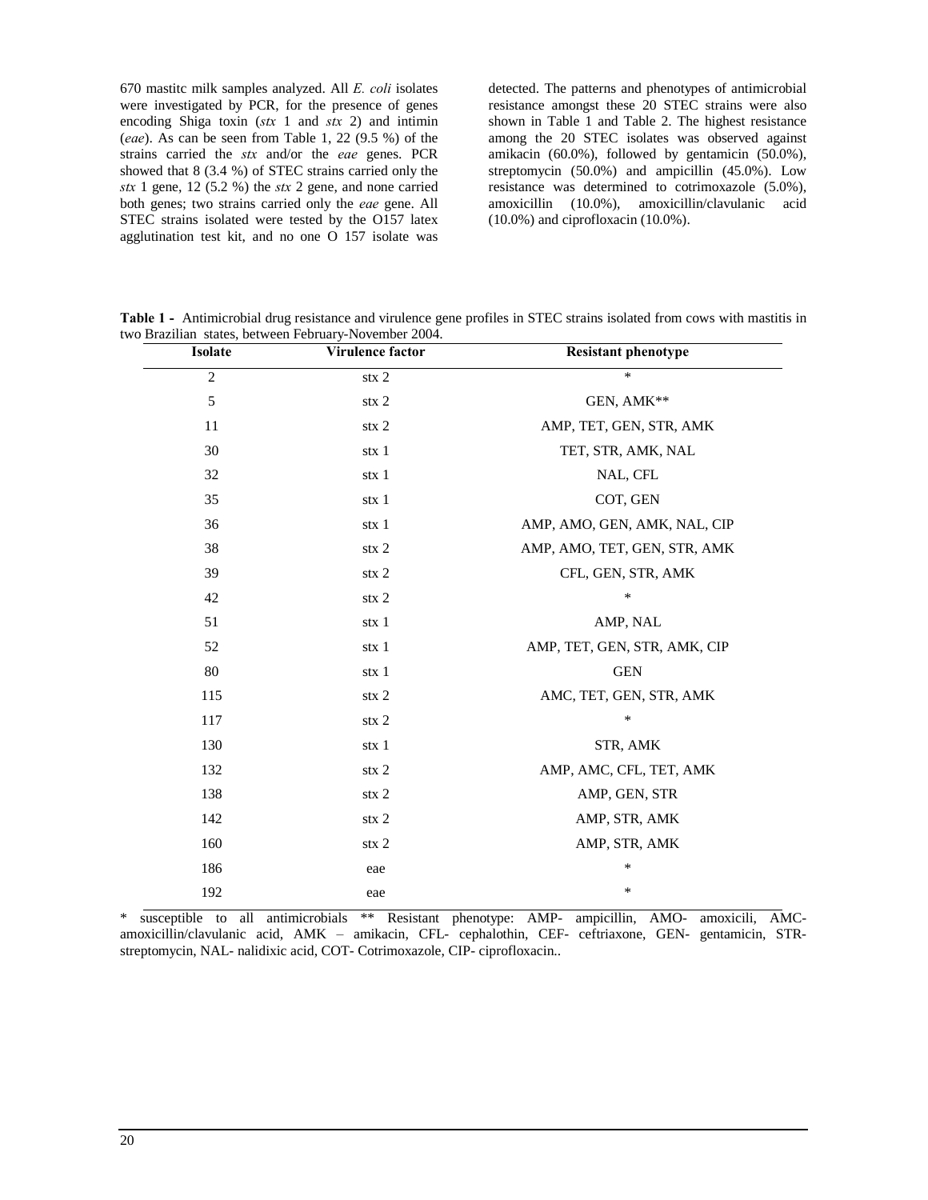670 mastitc milk samples analyzed. All *E. coli* isolates were investigated by PCR, for the presence of genes encoding Shiga toxin (*stx* 1 and *stx* 2) and intimin (*eae*). As can be seen from Table 1, 22 (9.5 %) of the strains carried the *stx* and/or the *eae* genes. PCR showed that 8 (3.4 %) of STEC strains carried only the *stx* 1 gene, 12 (5.2 %) the *stx* 2 gene, and none carried both genes; two strains carried only the *eae* gene. All STEC strains isolated were tested by the O157 latex agglutination test kit, and no one O 157 isolate was detected. The patterns and phenotypes of antimicrobial resistance amongst these 20 STEC strains were also shown in Table 1 and Table 2. The highest resistance among the 20 STEC isolates was observed against amikacin (60.0%), followed by gentamicin (50.0%), streptomycin (50.0%) and ampicillin (45.0%). Low resistance was determined to cotrimoxazole (5.0%), amoxicillin (10.0%), amoxicillin/clavulanic acid (10.0%) and ciprofloxacin (10.0%).

**Table 1 -** Antimicrobial drug resistance and virulence gene profiles in STEC strains isolated from cows with mastitis in two Brazilian states, between February-November 2004.

| Isolate | Virulence factor | Resistant phenotype |
|---|---|---|
| 2 | stx 2 | * |
| 5 | stx 2 | GEN, AMK** |
| 11 | stx 2 | AMP, TET, GEN, STR, AMK |
| 30 | stx 1 | TET, STR, AMK, NAL |
| 32 | stx 1 | NAL, CFL |
| 35 | stx 1 | COT, GEN |
| 36 | stx 1 | AMP, AMO, GEN, AMK, NAL, CIP |
| 38 | stx 2 | AMP, AMO, TET, GEN, STR, AMK |
| 39 | stx 2 | CFL, GEN, STR, AMK |
| 42 | stx 2 | * |
| 51 | stx 1 | AMP, NAL |
| 52 | stx 1 | AMP, TET, GEN, STR, AMK, CIP |
| 80 | stx 1 | GEN |
| 115 | stx 2 | AMC, TET, GEN, STR, AMK |
| 117 | stx 2 | * |
| 130 | stx 1 | STR, AMK |
| 132 | stx 2 | AMP, AMC, CFL, TET, AMK |
| 138 | stx 2 | AMP, GEN, STR |
| 142 | stx 2 | AMP, STR, AMK |
| 160 | stx 2 | AMP, STR, AMK |
| 186 | eae | * |
| 192 | eae | * |

* susceptible to all antimicrobials ** Resistant phenotype: AMP- ampicillin, AMO- amoxicili, AMC- amoxicillin/clavulanic acid, AMK – amikacin, CFL- cephalothin, CEF- ceftriaxone, GEN- gentamicin, STR- streptomycin, NAL- nalidixic acid, COT- Cotrimoxazole, CIP- ciprofloxacin..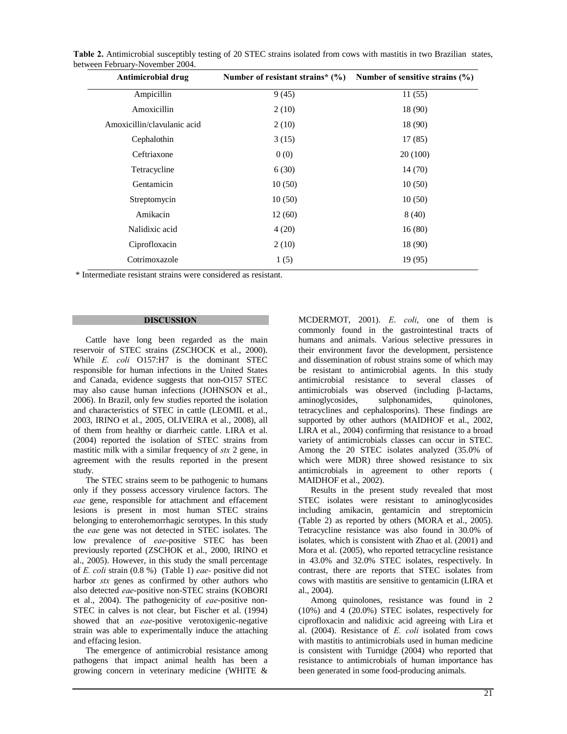**Table 2.** Antimicrobial susceptibly testing of 20 STEC strains isolated from cows with mastitis in two Brazilian states, between February-November 2004.

| Antimicrobial drug | Number of resistant strains* (%) | Number of sensitive strains (%) |
|---|---|---|
| Ampicillin | 9 (45) | 11 (55) |
| Amoxicillin | 2 (10) | 18 (90) |
| Amoxicillin/clavulanic acid | 2 (10) | 18 (90) |
| Cephalothin | 3 (15) | 17 (85) |
| Ceftriaxone | 0 (0) | 20 (100) |
| Tetracycline | 6 (30) | 14 (70) |
| Gentamicin | 10 (50) | 10 (50) |
| Streptomycin | 10 (50) | 10 (50) |
| Amikacin | 12 (60) | 8 (40) |
| Nalidixic acid | 4 (20) | 16 (80) |
| Ciprofloxacin | 2 (10) | 18 (90) |
| Cotrimoxazole | 1 (5) | 19 (95) |

\* Intermediate resistant strains were considered as resistant.

## DISCUSSION

Cattle have long been regarded as the main reservoir of STEC strains (ZSCHOCK et al., 2000). While *E. coli* O157:H7 is the dominant STEC responsible for human infections in the United States and Canada, evidence suggests that non-O157 STEC may also cause human infections (JOHNSON et al., 2006). In Brazil, only few studies reported the isolation and characteristics of STEC in cattle (LEOMIL et al., 2003, IRINO et al., 2005, OLIVEIRA et al., 2008), all of them from healthy or diarrheic cattle. LIRA et al. (2004) reported the isolation of STEC strains from mastitic milk with a similar frequency of *stx* 2 gene, in agreement with the results reported in the present study.

The STEC strains seem to be pathogenic to humans only if they possess accessory virulence factors. The *eae* gene, responsible for attachment and effacement lesions is present in most human STEC strains belonging to enterohemorrhagic serotypes. In this study the *eae* gene was not detected in STEC isolates. The low prevalence of *eae*-positive STEC has been previously reported (ZSCHOK et al., 2000, IRINO et al., 2005). However, in this study the small percentage of *E. coli* strain (0.8 %) (Table 1) *eae*- positive did not harbor *stx* genes as confirmed by other authors who also detected *eae*-positive non-STEC strains (KOBORI et al., 2004). The pathogenicity of *eae*-positive non-STEC in calves is not clear, but Fischer et al. (1994) showed that an *eae*-positive verotoxigenic-negative strain was able to experimentally induce the attaching and effacing lesion.

The emergence of antimicrobial resistance among pathogens that impact animal health has been a growing concern in veterinary medicine (WHITE & MCDERMOT, 2001). *E. coli*, one of them is commonly found in the gastrointestinal tracts of humans and animals. Various selective pressures in their environment favor the development, persistence and dissemination of robust strains some of which may be resistant to antimicrobial agents. In this study antimicrobial resistance to several classes of antimicrobials was observed (including β-lactams, aminoglycosides, sulphonamides, quinolones, tetracyclines and cephalosporins). These findings are supported by other authors (MAIDHOF et al., 2002, LIRA et al., 2004) confirming that resistance to a broad variety of antimicrobials classes can occur in STEC. Among the 20 STEC isolates analyzed (35.0% of which were MDR) three showed resistance to six antimicrobials in agreement to other reports ( MAIDHOF et al., 2002).

Results in the present study revealed that most STEC isolates were resistant to aminoglycosides including amikacin, gentamicin and streptomicin (Table 2) as reported by others (MORA et al., 2005). Tetracycline resistance was also found in 30.0% of isolates, which is consistent with Zhao et al. (2001) and Mora et al. (2005), who reported tetracycline resistance in 43.0% and 32.0% STEC isolates, respectively. In contrast, there are reports that STEC isolates from cows with mastitis are sensitive to gentamicin (LIRA et al., 2004).

Among quinolones, resistance was found in 2 (10%) and 4 (20.0%) STEC isolates, respectively for ciprofloxacin and nalidixic acid agreeing with Lira et al. (2004). Resistance of *E. coli* isolated from cows with mastitis to antimicrobials used in human medicine is consistent with Turnidge (2004) who reported that resistance to antimicrobials of human importance has been generated in some food-producing animals.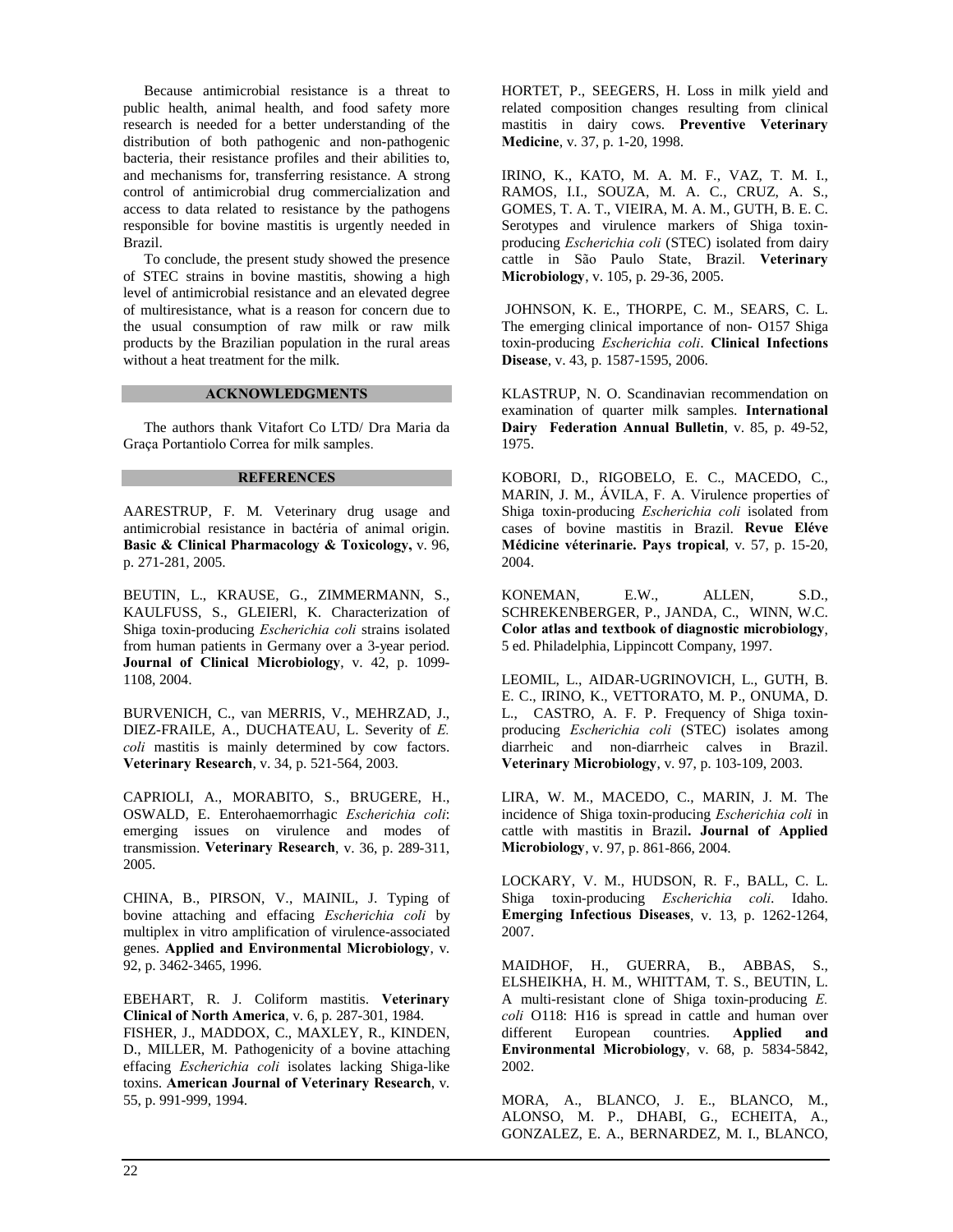Because antimicrobial resistance is a threat to public health, animal health, and food safety more research is needed for a better understanding of the distribution of both pathogenic and non-pathogenic bacteria, their resistance profiles and their abilities to, and mechanisms for, transferring resistance. A strong control of antimicrobial drug commercialization and access to data related to resistance by the pathogens responsible for bovine mastitis is urgently needed in Brazil.

To conclude, the present study showed the presence of STEC strains in bovine mastitis, showing a high level of antimicrobial resistance and an elevated degree of multiresistance, what is a reason for concern due to the usual consumption of raw milk or raw milk products by the Brazilian population in the rural areas without a heat treatment for the milk.

## ACKNOWLEDGMENTS

The authors thank Vitafort Co LTD/ Dra Maria da Graça Portantiolo Correa for milk samples.

## REFERENCES

AARESTRUP, F. M. Veterinary drug usage and antimicrobial resistance in bactéria of animal origin. **Basic & Clinical Pharmacology & Toxicology,** v. 96, p. 271-281, 2005.

BEUTIN, L., KRAUSE, G., ZIMMERMANN, S., KAULFUSS, S., GLEIERl, K. Characterization of Shiga toxin-producing *Escherichia coli* strains isolated from human patients in Germany over a 3-year period. **Journal of Clinical Microbiology**, v. 42, p. 1099-1108, 2004.

BURVENICH, C., van MERRIS, V., MEHRZAD, J., DIEZ-FRAILE, A., DUCHATEAU, L. Severity of *E. coli* mastitis is mainly determined by cow factors. **Veterinary Research**, v. 34, p. 521-564, 2003.

CAPRIOLI, A., MORABITO, S., BRUGERE, H., OSWALD, E. Enterohaemorrhagic *Escherichia coli*: emerging issues on virulence and modes of transmission. **Veterinary Research**, v. 36, p. 289-311, 2005.

CHINA, B., PIRSON, V., MAINIL, J. Typing of bovine attaching and effacing *Escherichia coli* by multiplex in vitro amplification of virulence-associated genes. **Applied and Environmental Microbiology**, v. 92, p. 3462-3465, 1996.

EBEHART, R. J. Coliform mastitis. **Veterinary Clinical of North America**, v. 6, p. 287-301, 1984.

FISHER, J., MADDOX, C., MAXLEY, R., KINDEN, D., MILLER, M. Pathogenicity of a bovine attaching effacing *Escherichia coli* isolates lacking Shiga-like toxins. **American Journal of Veterinary Research**, v. 55, p. 991-999, 1994.

HORTET, P., SEEGERS, H. Loss in milk yield and related composition changes resulting from clinical mastitis in dairy cows. **Preventive Veterinary Medicine**, v. 37, p. 1-20, 1998.

IRINO, K., KATO, M. A. M. F., VAZ, T. M. I., RAMOS, I.I., SOUZA, M. A. C., CRUZ, A. S., GOMES, T. A. T., VIEIRA, M. A. M., GUTH, B. E. C. Serotypes and virulence markers of Shiga toxin-producing *Escherichia coli* (STEC) isolated from dairy cattle in São Paulo State, Brazil. **Veterinary Microbiology**, v. 105, p. 29-36, 2005.

JOHNSON, K. E., THORPE, C. M., SEARS, C. L. The emerging clinical importance of non- O157 Shiga toxin-producing *Escherichia coli*. **Clinical Infections Disease**, v. 43, p. 1587-1595, 2006.

KLASTRUP, N. O. Scandinavian recommendation on examination of quarter milk samples. **International Dairy Federation Annual Bulletin**, v. 85, p. 49-52, 1975.

KOBORI, D., RIGOBELO, E. C., MACEDO, C., MARIN, J. M., ÁVILA, F. A. Virulence properties of Shiga toxin-producing *Escherichia coli* isolated from cases of bovine mastitis in Brazil. **Revue Eléve Médicine véterinarie. Pays tropical**, v. 57, p. 15-20, 2004.

KONEMAN, E.W., ALLEN, S.D., SCHREKENBERGER, P., JANDA, C., WINN, W.C. **Color atlas and textbook of diagnostic microbiology**, 5 ed. Philadelphia, Lippincott Company, 1997.

LEOMIL, L., AIDAR-UGRINOVICH, L., GUTH, B. E. C., IRINO, K., VETTORATO, M. P., ONUMA, D. L., CASTRO, A. F. P. Frequency of Shiga toxin-producing *Escherichia coli* (STEC) isolates among diarrheic and non-diarrheic calves in Brazil. **Veterinary Microbiology**, v. 97, p. 103-109, 2003.

LIRA, W. M., MACEDO, C., MARIN, J. M. The incidence of Shiga toxin-producing *Escherichia coli* in cattle with mastitis in Brazil**. Journal of Applied Microbiology**, v. 97, p. 861-866, 2004.

LOCKARY, V. M., HUDSON, R. F., BALL, C. L. Shiga toxin-producing *Escherichia coli*. Idaho. **Emerging Infectious Diseases**, v. 13, p. 1262-1264, 2007.

MAIDHOF, H., GUERRA, B., ABBAS, S., ELSHEIKHA, H. M., WHITTAM, T. S., BEUTIN, L. A multi-resistant clone of Shiga toxin-producing *E. coli* O118: H16 is spread in cattle and human over different European countries. **Applied and Environmental Microbiology**, v. 68, p. 5834-5842, 2002.

MORA, A., BLANCO, J. E., BLANCO, M., ALONSO, M. P., DHABI, G., ECHEITA, A., GONZALEZ, E. A., BERNARDEZ, M. I., BLANCO,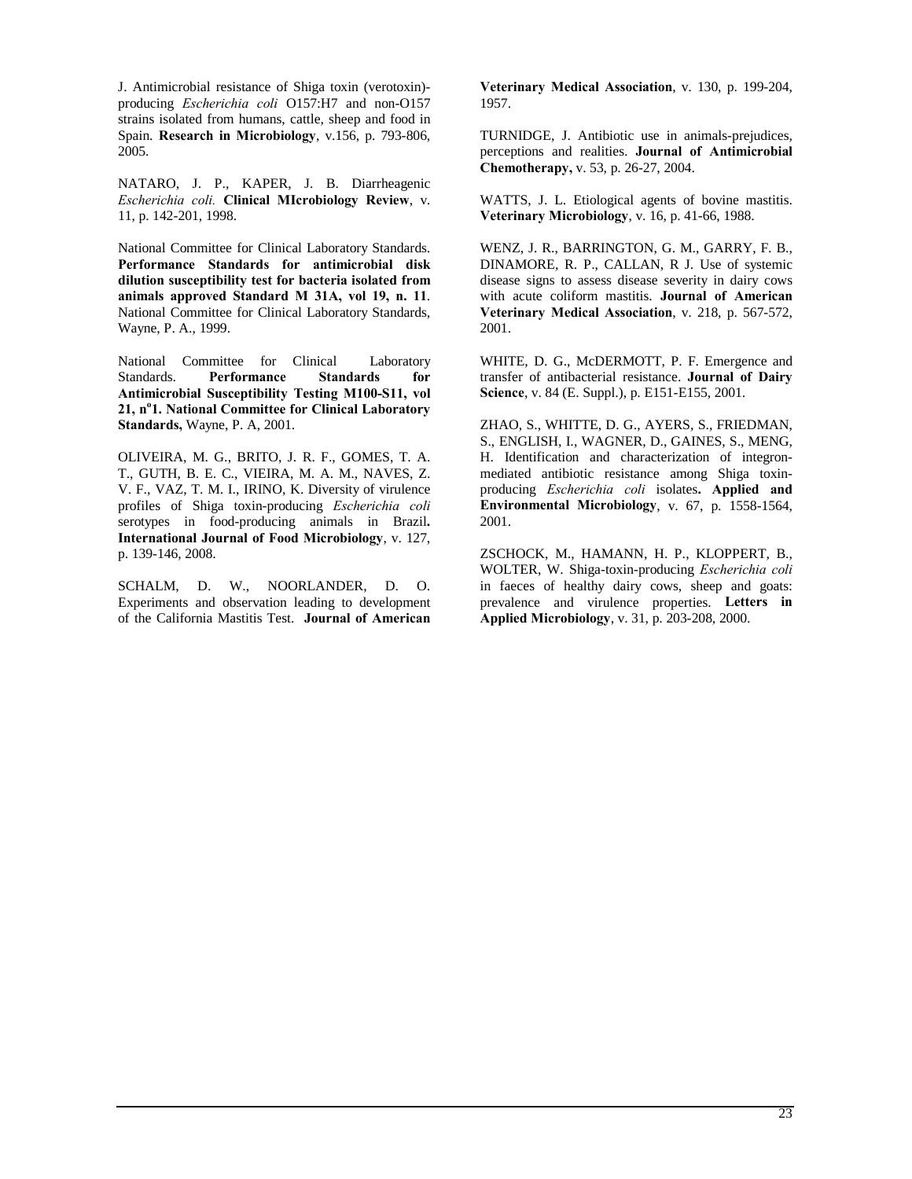J. Antimicrobial resistance of Shiga toxin (verotoxin)-producing *Escherichia coli* O157:H7 and non-O157 strains isolated from humans, cattle, sheep and food in Spain. **Research in Microbiology**, v.156, p. 793-806, 2005.

NATARO, J. P., KAPER, J. B. Diarrheagenic *Escherichia coli.* **Clinical MIcrobiology Review**, v. 11, p. 142-201, 1998.

National Committee for Clinical Laboratory Standards. **Performance Standards for antimicrobial disk dilution susceptibility test for bacteria isolated from animals approved Standard M 31A, vol 19, n. 11**. National Committee for Clinical Laboratory Standards, Wayne, P. A., 1999.

National Committee for Clinical Laboratory Standards. **Performance Standards for Antimicrobial Susceptibility Testing M100-S11, vol 21, nº1. National Committee for Clinical Laboratory Standards,** Wayne, P. A, 2001.

OLIVEIRA, M. G., BRITO, J. R. F., GOMES, T. A. T., GUTH, B. E. C., VIEIRA, M. A. M., NAVES, Z. V. F., VAZ, T. M. I., IRINO, K. Diversity of virulence profiles of Shiga toxin-producing *Escherichia coli* serotypes in food-producing animals in Brazil**. International Journal of Food Microbiology**, v. 127, p. 139-146, 2008.

SCHALM, D. W., NOORLANDER, D. O. Experiments and observation leading to development of the California Mastitis Test. **Journal of American Veterinary Medical Association**, v. 130, p. 199-204, 1957.

TURNIDGE, J. Antibiotic use in animals-prejudices, perceptions and realities. **Journal of Antimicrobial Chemotherapy,** v. 53, p. 26-27, 2004.

WATTS, J. L. Etiological agents of bovine mastitis. **Veterinary Microbiology**, v. 16, p. 41-66, 1988.

WENZ, J. R., BARRINGTON, G. M., GARRY, F. B., DINAMORE, R. P., CALLAN, R J. Use of systemic disease signs to assess disease severity in dairy cows with acute coliform mastitis. **Journal of American Veterinary Medical Association**, v. 218, p. 567-572, 2001.

WHITE, D. G., McDERMOTT, P. F. Emergence and transfer of antibacterial resistance. **Journal of Dairy Science**, v. 84 (E. Suppl.), p. E151-E155, 2001.

ZHAO, S., WHITTE, D. G., AYERS, S., FRIEDMAN, S., ENGLISH, I., WAGNER, D., GAINES, S., MENG, H. Identification and characterization of integron-mediated antibiotic resistance among Shiga toxin-producing *Escherichia coli* isolates**. Applied and Environmental Microbiology**, v. 67, p. 1558-1564, 2001.

ZSCHOCK, M., HAMANN, H. P., KLOPPERT, B., WOLTER, W. Shiga-toxin-producing *Escherichia coli* in faeces of healthy dairy cows, sheep and goats: prevalence and virulence properties. **Letters in Applied Microbiology**, v. 31, p. 203-208, 2000.